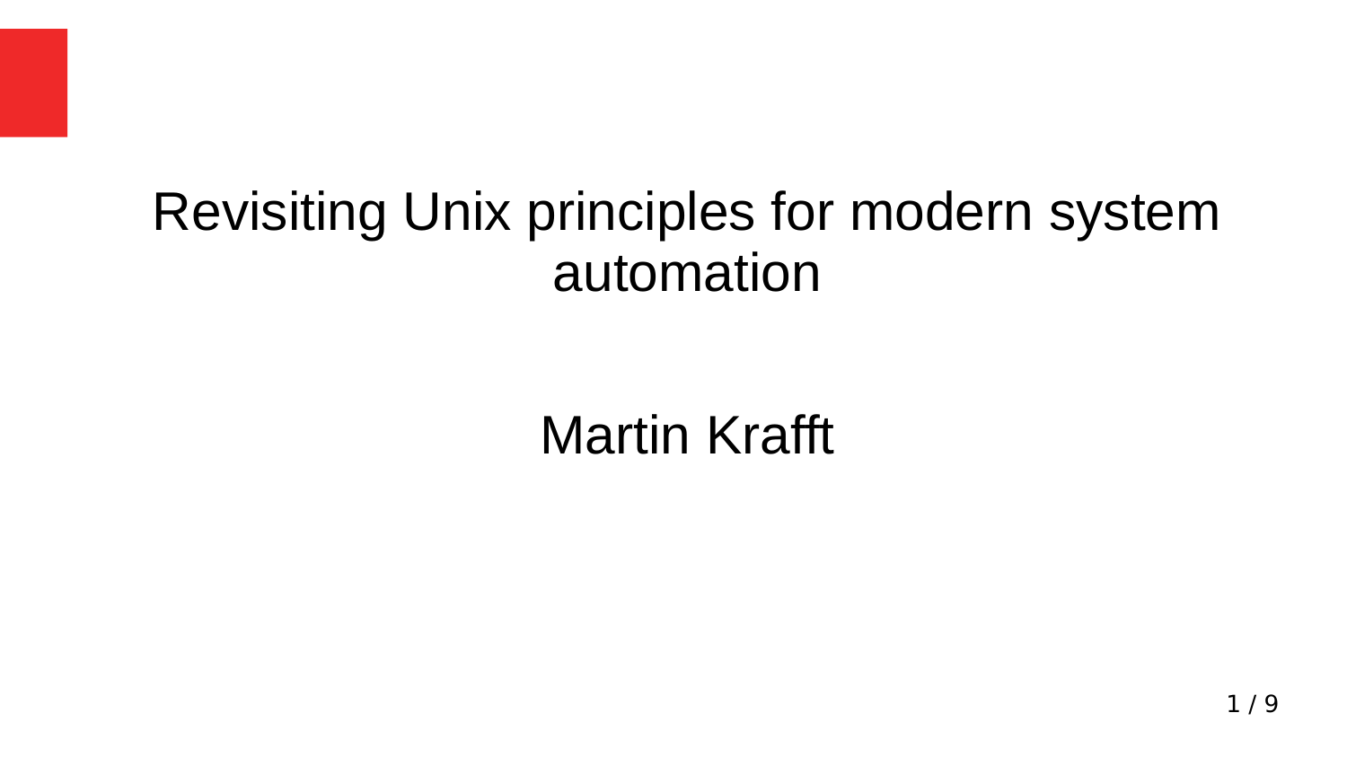# Revisiting Unix principles for modern system automation

Martin Krafft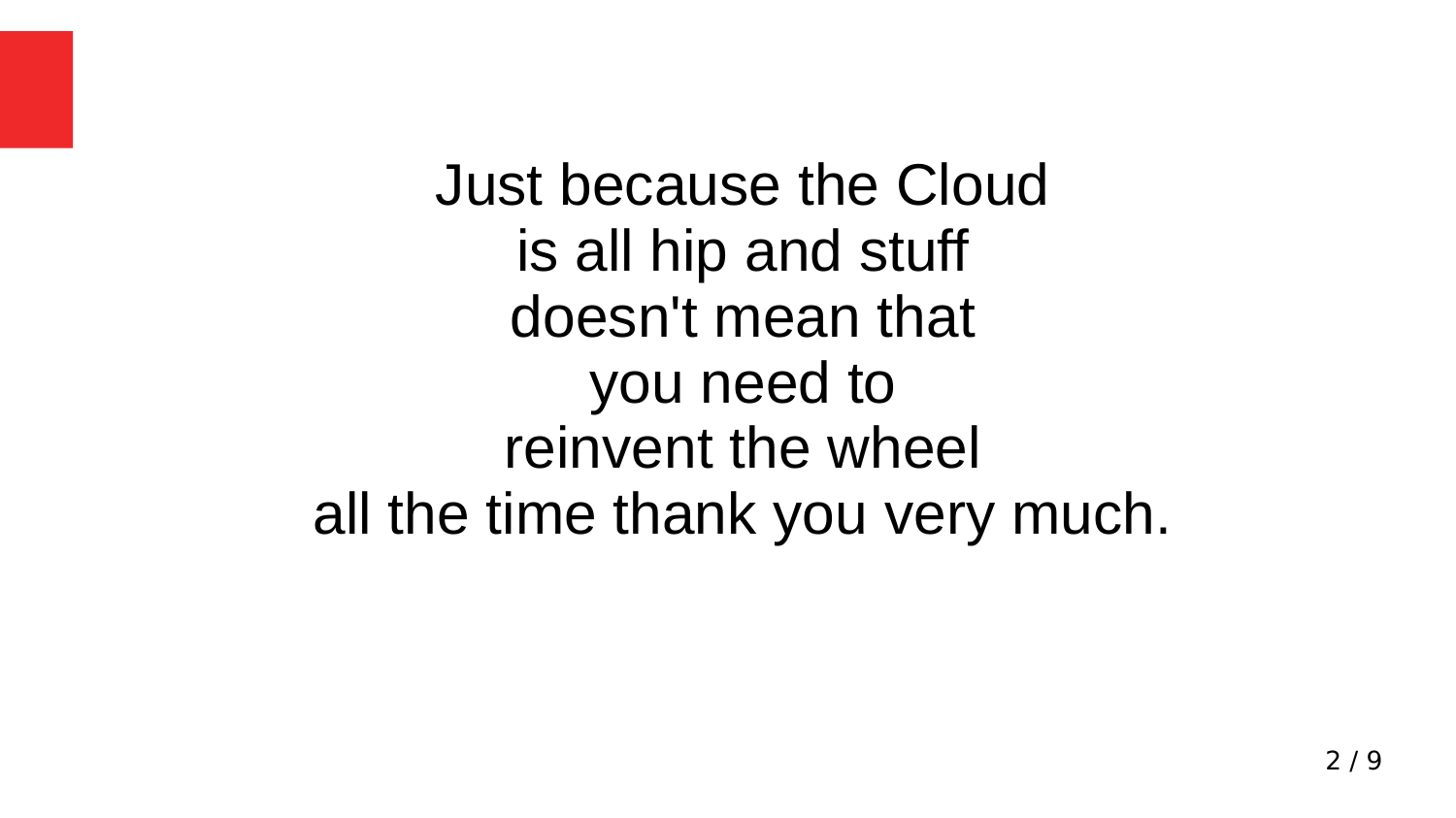Just because the Cloud
is all hip and stuff
doesn't mean that
you need to
reinvent the wheel
all the time thank you very much.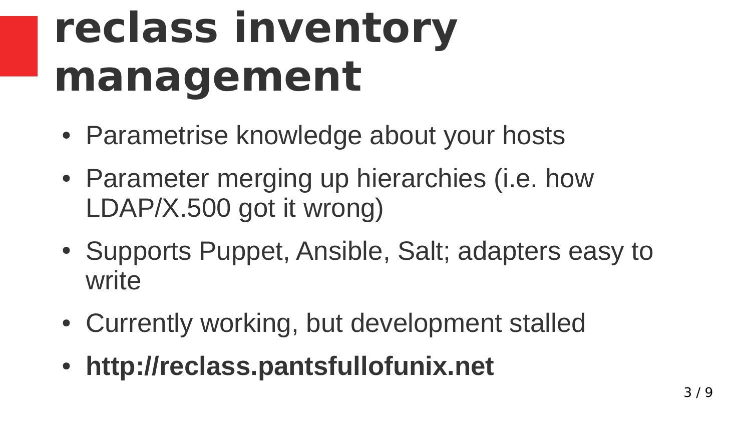# reclass inventory management

- Parametrise knowledge about your hosts
- Parameter merging up hierarchies (i.e. how LDAP/X.500 got it wrong)
- Supports Puppet, Ansible, Salt; adapters easy to write
- Currently working, but development stalled
- **http://reclass.pantsfullofunix.net**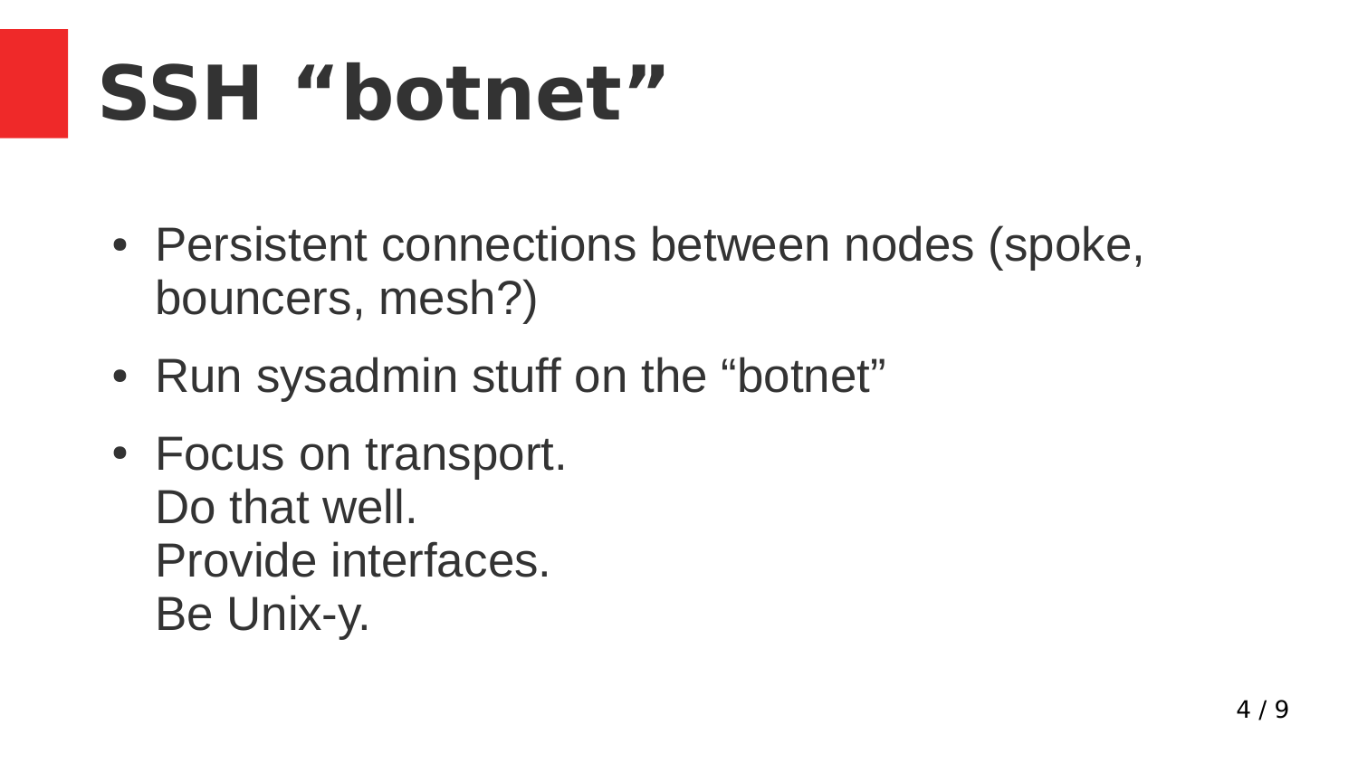# SSH “botnet”

- Persistent connections between nodes (spoke, bouncers, mesh?)
- Run sysadmin stuff on the “botnet”
- Focus on transport.
  Do that well.
  Provide interfaces.
  Be Unix-y.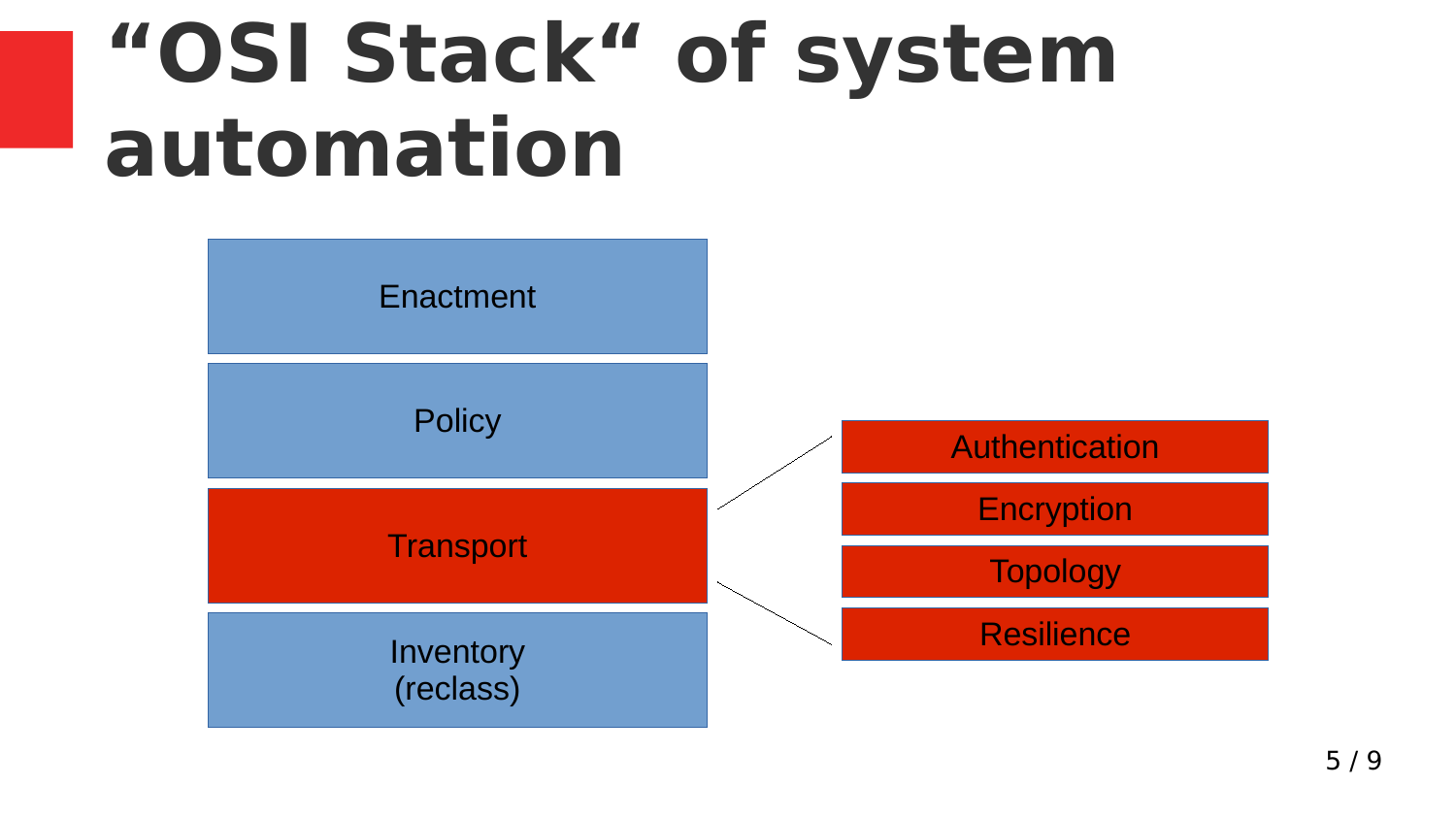# “OSI Stack“ of system automation

- Enactment
- Policy
- Transport
  - Authentication
  - Encryption
  - Topology
  - Resilience
- Inventory (reclass)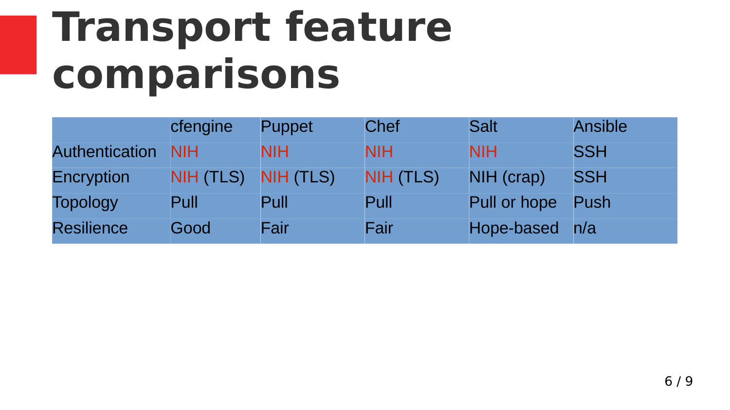# Transport feature comparisons

| | cfengine | Puppet | Chef | Salt | Ansible |
|---|---|---|---|---|---|
| Authentication | NIH | NIH | NIH | NIH | SSH |
| Encryption | NIH (TLS) | NIH (TLS) | NIH (TLS) | NIH (crap) | SSH |
| Topology | Pull | Pull | Pull | Pull or hope | Push |
| Resilience | Good | Fair | Fair | Hope-based | n/a |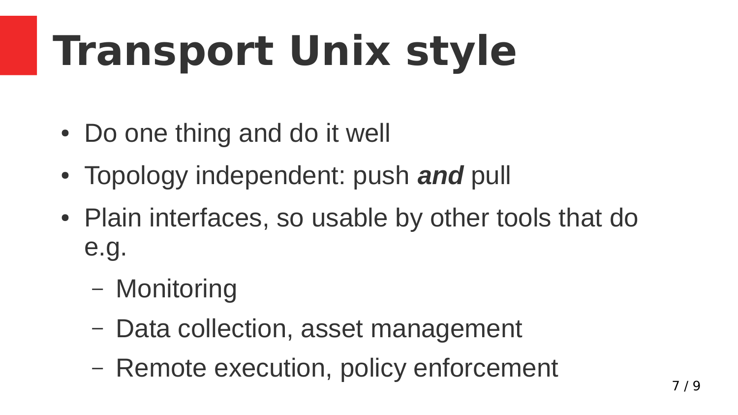# Transport Unix style

- Do one thing and do it well
- Topology independent: push ***and*** pull
- Plain interfaces, so usable by other tools that do e.g.
  - Monitoring
  - Data collection, asset management
  - Remote execution, policy enforcement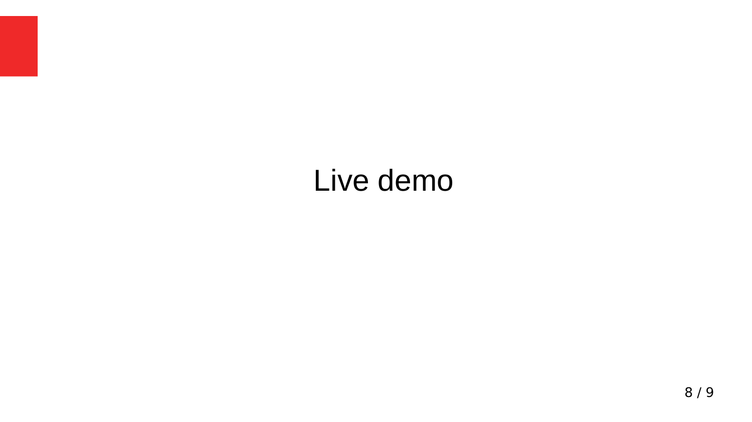# Live demo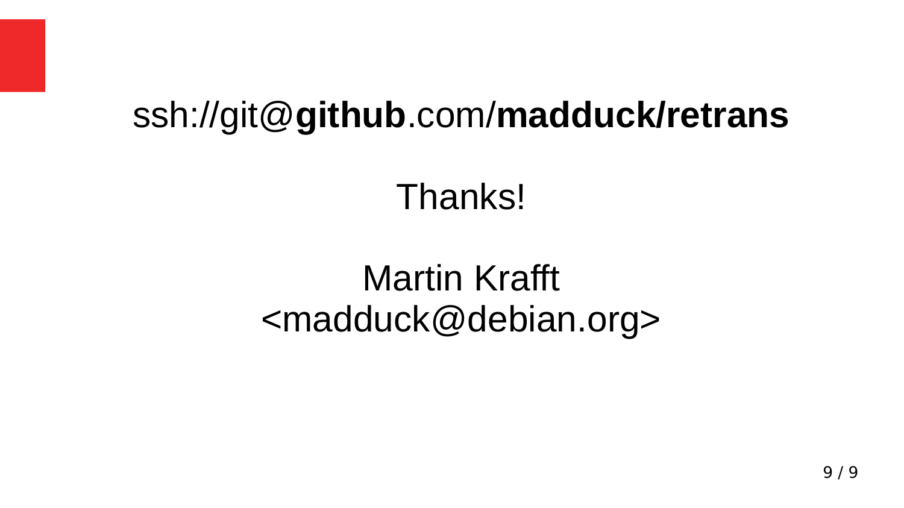ssh://git@**github**.com/**madduck/retrans**

Thanks!

Martin Krafft
<madduck@debian.org>